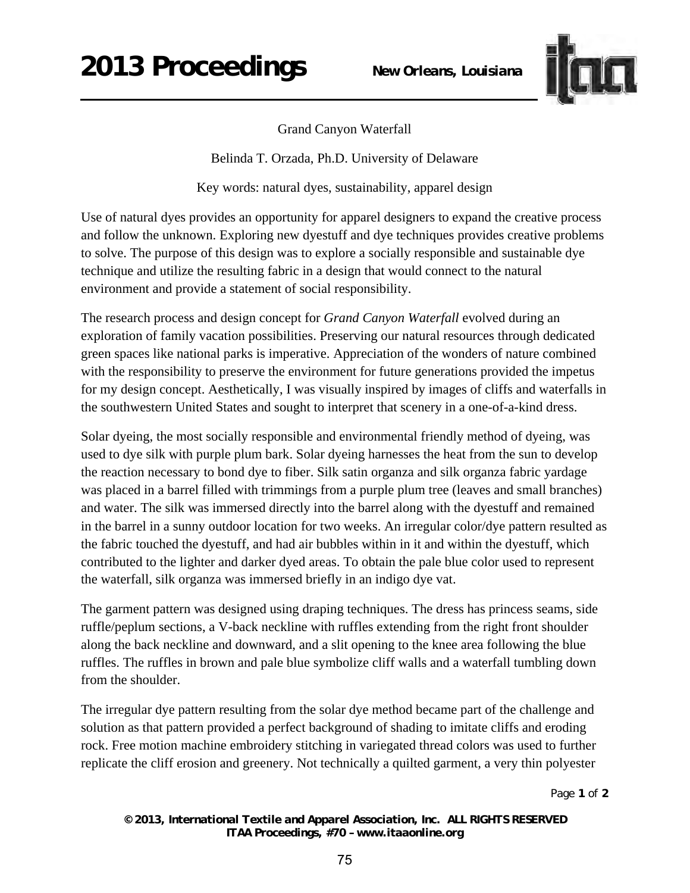# Grand Canyon Waterfall

Belinda T. Orzada, Ph.D. University of Delaware

Key words: natural dyes, sustainability, apparel design

Use of natural dyes provides an opportunity for apparel designers to expand the creative process and follow the unknown. Exploring new dyestuff and dye techniques provides creative problems to solve. The purpose of this design was to explore a socially responsible and sustainable dye technique and utilize the resulting fabric in a design that would connect to the natural environment and provide a statement of social responsibility.

The research process and design concept for *Grand Canyon Waterfall* evolved during an exploration of family vacation possibilities. Preserving our natural resources through dedicated green spaces like national parks is imperative. Appreciation of the wonders of nature combined with the responsibility to preserve the environment for future generations provided the impetus for my design concept. Aesthetically, I was visually inspired by images of cliffs and waterfalls in the southwestern United States and sought to interpret that scenery in a one-of-a-kind dress.

Solar dyeing, the most socially responsible and environmental friendly method of dyeing, was used to dye silk with purple plum bark. Solar dyeing harnesses the heat from the sun to develop the reaction necessary to bond dye to fiber. Silk satin organza and silk organza fabric yardage was placed in a barrel filled with trimmings from a purple plum tree (leaves and small branches) and water. The silk was immersed directly into the barrel along with the dyestuff and remained in the barrel in a sunny outdoor location for two weeks. An irregular color/dye pattern resulted as the fabric touched the dyestuff, and had air bubbles within in it and within the dyestuff, which contributed to the lighter and darker dyed areas. To obtain the pale blue color used to represent the waterfall, silk organza was immersed briefly in an indigo dye vat.

The garment pattern was designed using draping techniques. The dress has princess seams, side ruffle/peplum sections, a V-back neckline with ruffles extending from the right front shoulder along the back neckline and downward, and a slit opening to the knee area following the blue ruffles. The ruffles in brown and pale blue symbolize cliff walls and a waterfall tumbling down from the shoulder.

The irregular dye pattern resulting from the solar dye method became part of the challenge and solution as that pattern provided a perfect background of shading to imitate cliffs and eroding rock. Free motion machine embroidery stitching in variegated thread colors was used to further replicate the cliff erosion and greenery. Not technically a quilted garment, a very thin polyester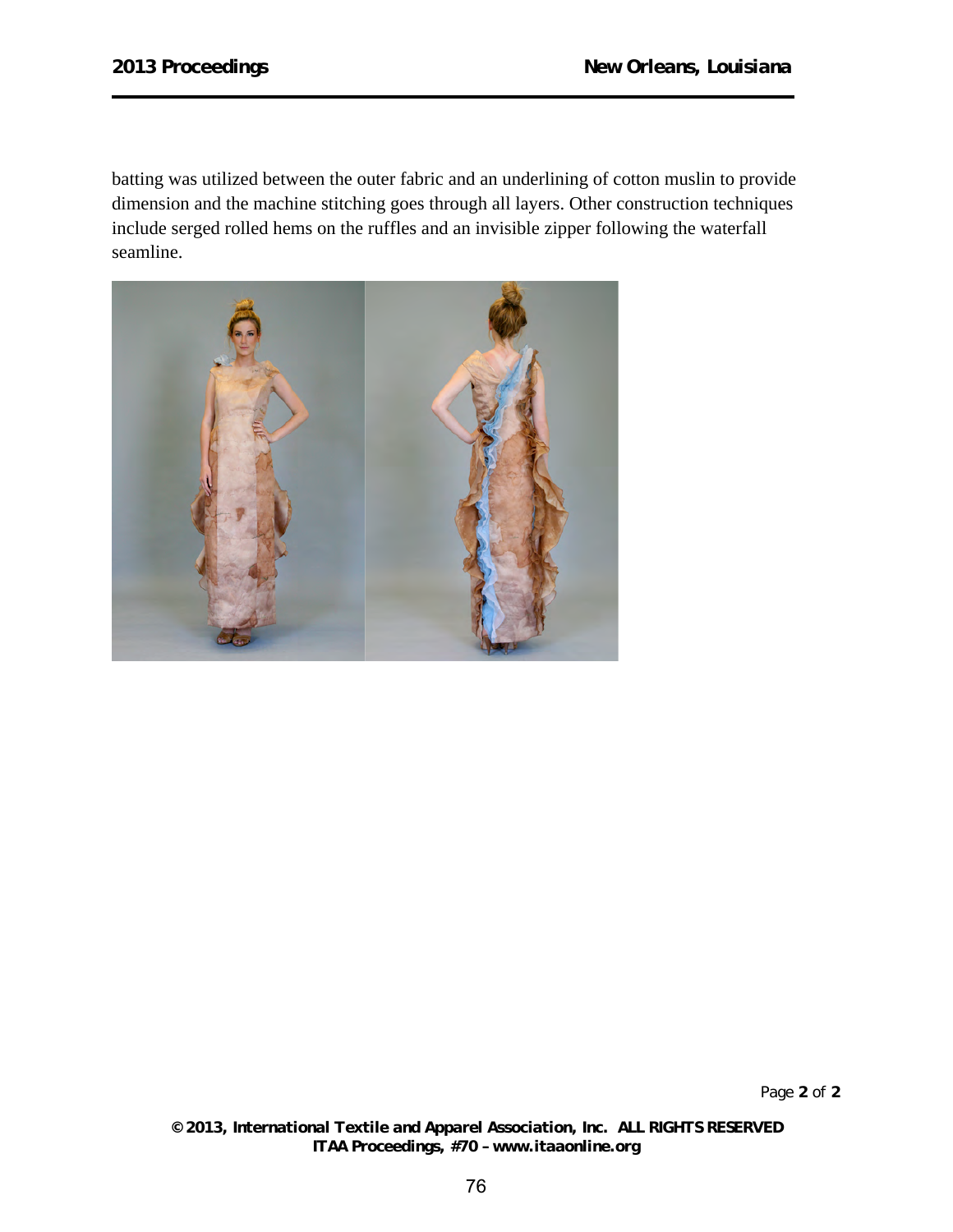batting was utilized between the outer fabric and an underlining of cotton muslin to provide dimension and the machine stitching goes through all layers. Other construction techniques include serged rolled hems on the ruffles and an invisible zipper following the waterfall seamline.